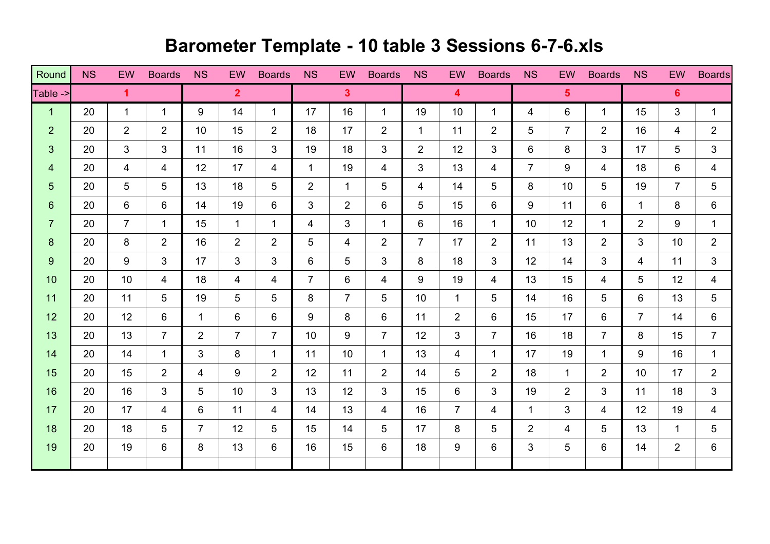# Barometer Template - 10 table 3 Sessions 6-7-6.xls

| Round | NS | EW | Boards | NS | EW | Boards | NS | EW | Boards | NS | EW | Boards | NS | EW | Boards | NS | EW | Boards |
|---|---|---|---|---|---|---|---|---|---|---|---|---|---|---|---|---|---|---|
| Table -> | | 1 | | | 2 | | | 3 | | | 4 | | | 5 | | | 6 | |
| 1 | 20 | 1 | 1 | 9 | 14 | 1 | 17 | 16 | 1 | 19 | 10 | 1 | 4 | 6 | 1 | 15 | 3 | 1 |
| 2 | 20 | 2 | 2 | 10 | 15 | 2 | 18 | 17 | 2 | 1 | 11 | 2 | 5 | 7 | 2 | 16 | 4 | 2 |
| 3 | 20 | 3 | 3 | 11 | 16 | 3 | 19 | 18 | 3 | 2 | 12 | 3 | 6 | 8 | 3 | 17 | 5 | 3 |
| 4 | 20 | 4 | 4 | 12 | 17 | 4 | 1 | 19 | 4 | 3 | 13 | 4 | 7 | 9 | 4 | 18 | 6 | 4 |
| 5 | 20 | 5 | 5 | 13 | 18 | 5 | 2 | 1 | 5 | 4 | 14 | 5 | 8 | 10 | 5 | 19 | 7 | 5 |
| 6 | 20 | 6 | 6 | 14 | 19 | 6 | 3 | 2 | 6 | 5 | 15 | 6 | 9 | 11 | 6 | 1 | 8 | 6 |
| 7 | 20 | 7 | 1 | 15 | 1 | 1 | 4 | 3 | 1 | 6 | 16 | 1 | 10 | 12 | 1 | 2 | 9 | 1 |
| 8 | 20 | 8 | 2 | 16 | 2 | 2 | 5 | 4 | 2 | 7 | 17 | 2 | 11 | 13 | 2 | 3 | 10 | 2 |
| 9 | 20 | 9 | 3 | 17 | 3 | 3 | 6 | 5 | 3 | 8 | 18 | 3 | 12 | 14 | 3 | 4 | 11 | 3 |
| 10 | 20 | 10 | 4 | 18 | 4 | 4 | 7 | 6 | 4 | 9 | 19 | 4 | 13 | 15 | 4 | 5 | 12 | 4 |
| 11 | 20 | 11 | 5 | 19 | 5 | 5 | 8 | 7 | 5 | 10 | 1 | 5 | 14 | 16 | 5 | 6 | 13 | 5 |
| 12 | 20 | 12 | 6 | 1 | 6 | 6 | 9 | 8 | 6 | 11 | 2 | 6 | 15 | 17 | 6 | 7 | 14 | 6 |
| 13 | 20 | 13 | 7 | 2 | 7 | 7 | 10 | 9 | 7 | 12 | 3 | 7 | 16 | 18 | 7 | 8 | 15 | 7 |
| 14 | 20 | 14 | 1 | 3 | 8 | 1 | 11 | 10 | 1 | 13 | 4 | 1 | 17 | 19 | 1 | 9 | 16 | 1 |
| 15 | 20 | 15 | 2 | 4 | 9 | 2 | 12 | 11 | 2 | 14 | 5 | 2 | 18 | 1 | 2 | 10 | 17 | 2 |
| 16 | 20 | 16 | 3 | 5 | 10 | 3 | 13 | 12 | 3 | 15 | 6 | 3 | 19 | 2 | 3 | 11 | 18 | 3 |
| 17 | 20 | 17 | 4 | 6 | 11 | 4 | 14 | 13 | 4 | 16 | 7 | 4 | 1 | 3 | 4 | 12 | 19 | 4 |
| 18 | 20 | 18 | 5 | 7 | 12 | 5 | 15 | 14 | 5 | 17 | 8 | 5 | 2 | 4 | 5 | 13 | 1 | 5 |
| 19 | 20 | 19 | 6 | 8 | 13 | 6 | 16 | 15 | 6 | 18 | 9 | 6 | 3 | 5 | 6 | 14 | 2 | 6 |
| | | | | | | | | | | | | | | | | | | |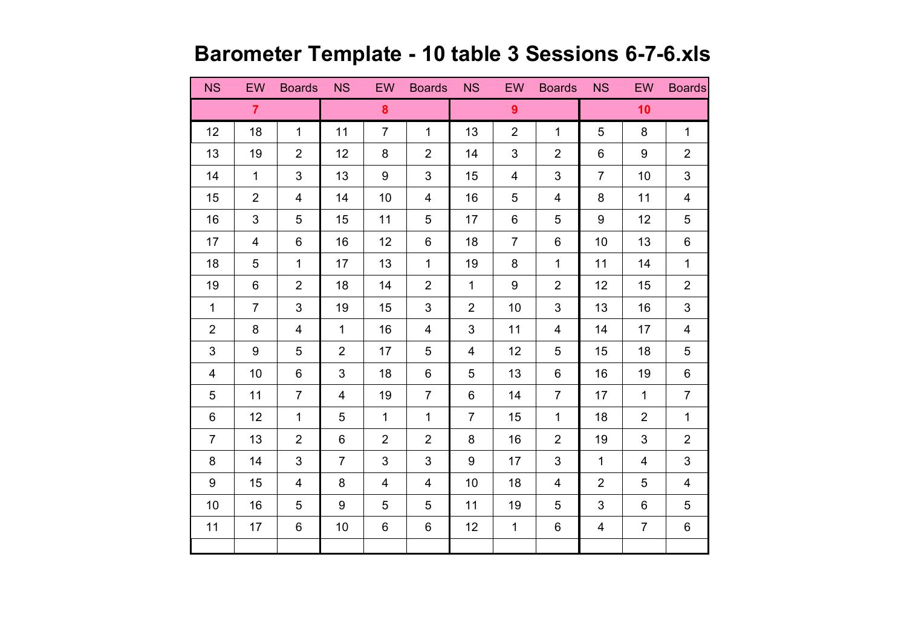# Barometer Template - 10 table 3 Sessions 6-7-6.xls

| NS | EW | Boards | NS | EW | Boards | NS | EW | Boards | NS | EW | Boards |
|---|---|---|---|---|---|---|---|---|---|---|---|
| | 7 | | | 8 | | | 9 | | | 10 | |
| 12 | 18 | 1 | 11 | 7 | 1 | 13 | 2 | 1 | 5 | 8 | 1 |
| 13 | 19 | 2 | 12 | 8 | 2 | 14 | 3 | 2 | 6 | 9 | 2 |
| 14 | 1 | 3 | 13 | 9 | 3 | 15 | 4 | 3 | 7 | 10 | 3 |
| 15 | 2 | 4 | 14 | 10 | 4 | 16 | 5 | 4 | 8 | 11 | 4 |
| 16 | 3 | 5 | 15 | 11 | 5 | 17 | 6 | 5 | 9 | 12 | 5 |
| 17 | 4 | 6 | 16 | 12 | 6 | 18 | 7 | 6 | 10 | 13 | 6 |
| 18 | 5 | 1 | 17 | 13 | 1 | 19 | 8 | 1 | 11 | 14 | 1 |
| 19 | 6 | 2 | 18 | 14 | 2 | 1 | 9 | 2 | 12 | 15 | 2 |
| 1 | 7 | 3 | 19 | 15 | 3 | 2 | 10 | 3 | 13 | 16 | 3 |
| 2 | 8 | 4 | 1 | 16 | 4 | 3 | 11 | 4 | 14 | 17 | 4 |
| 3 | 9 | 5 | 2 | 17 | 5 | 4 | 12 | 5 | 15 | 18 | 5 |
| 4 | 10 | 6 | 3 | 18 | 6 | 5 | 13 | 6 | 16 | 19 | 6 |
| 5 | 11 | 7 | 4 | 19 | 7 | 6 | 14 | 7 | 17 | 1 | 7 |
| 6 | 12 | 1 | 5 | 1 | 1 | 7 | 15 | 1 | 18 | 2 | 1 |
| 7 | 13 | 2 | 6 | 2 | 2 | 8 | 16 | 2 | 19 | 3 | 2 |
| 8 | 14 | 3 | 7 | 3 | 3 | 9 | 17 | 3 | 1 | 4 | 3 |
| 9 | 15 | 4 | 8 | 4 | 4 | 10 | 18 | 4 | 2 | 5 | 4 |
| 10 | 16 | 5 | 9 | 5 | 5 | 11 | 19 | 5 | 3 | 6 | 5 |
| 11 | 17 | 6 | 10 | 6 | 6 | 12 | 1 | 6 | 4 | 7 | 6 |
| | | | | | | | | | | | |